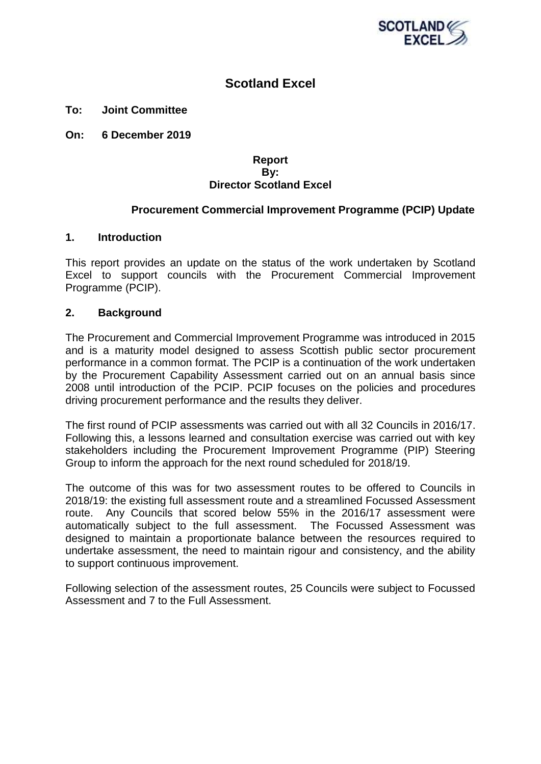# Scotland Excel

**To: Joint Committee**

**On: 6 December 2019**

**Report**
**By:**
**Director Scotland Excel**

## Procurement Commercial Improvement Programme (PCIP) Update

## 1. Introduction

This report provides an update on the status of the work undertaken by Scotland Excel to support councils with the Procurement Commercial Improvement Programme (PCIP).

## 2. Background

The Procurement and Commercial Improvement Programme was introduced in 2015 and is a maturity model designed to assess Scottish public sector procurement performance in a common format. The PCIP is a continuation of the work undertaken by the Procurement Capability Assessment carried out on an annual basis since 2008 until introduction of the PCIP. PCIP focuses on the policies and procedures driving procurement performance and the results they deliver.

The first round of PCIP assessments was carried out with all 32 Councils in 2016/17. Following this, a lessons learned and consultation exercise was carried out with key stakeholders including the Procurement Improvement Programme (PIP) Steering Group to inform the approach for the next round scheduled for 2018/19.

The outcome of this was for two assessment routes to be offered to Councils in 2018/19: the existing full assessment route and a streamlined Focussed Assessment route. Any Councils that scored below 55% in the 2016/17 assessment were automatically subject to the full assessment. The Focussed Assessment was designed to maintain a proportionate balance between the resources required to undertake assessment, the need to maintain rigour and consistency, and the ability to support continuous improvement.

Following selection of the assessment routes, 25 Councils were subject to Focussed Assessment and 7 to the Full Assessment.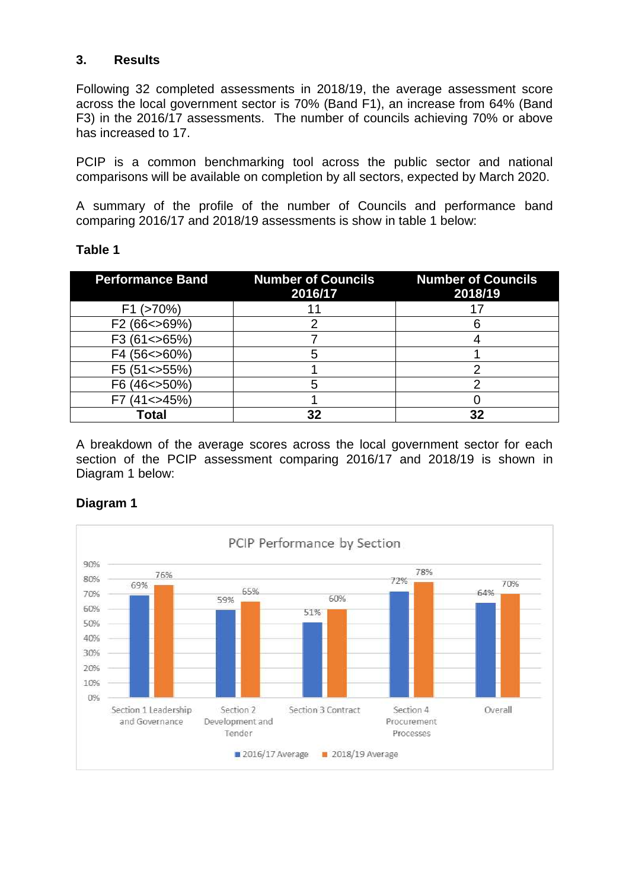## 3. Results

Following 32 completed assessments in 2018/19, the average assessment score across the local government sector is 70% (Band F1), an increase from 64% (Band F3) in the 2016/17 assessments. The number of councils achieving 70% or above has increased to 17.

PCIP is a common benchmarking tool across the public sector and national comparisons will be available on completion by all sectors, expected by March 2020.

A summary of the profile of the number of Councils and performance band comparing 2016/17 and 2018/19 assessments is show in table 1 below:

**Table 1**

| Performance Band | Number of Councils 2016/17 | Number of Councils 2018/19 |
|---|---|---|
| F1 (>70%) | 11 | 17 |
| F2 (66<>69%) | 2 | 6 |
| F3 (61<>65%) | 7 | 4 |
| F4 (56<>60%) | 5 | 1 |
| F5 (51<>55%) | 1 | 2 |
| F6 (46<>50%) | 5 | 2 |
| F7 (41<>45%) | 1 | 0 |
| **Total** | **32** | **32** |

A breakdown of the average scores across the local government sector for each section of the PCIP assessment comparing 2016/17 and 2018/19 is shown in Diagram 1 below:

**Diagram 1**

PCIP Performance by Section

| Section | 2016/17 Average | 2018/19 Average |
|---|---|---|
| Section 1 Leadership and Governance | 69% | 76% |
| Section 2 Development and Tender | 59% | 65% |
| Section 3 Contract | 51% | 60% |
| Section 4 Procurement Processes | 72% | 78% |
| Overall | 64% | 70% |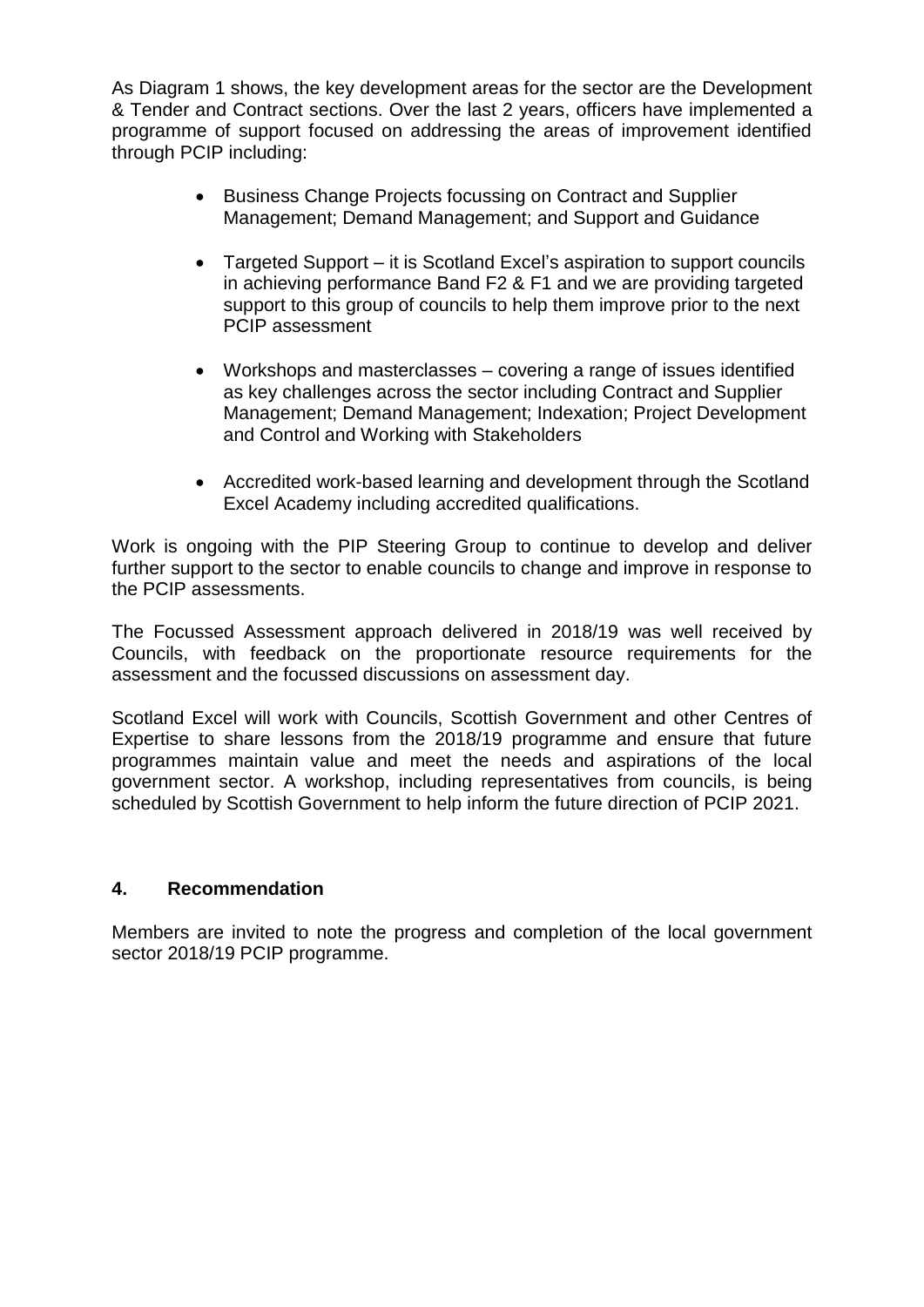As Diagram 1 shows, the key development areas for the sector are the Development & Tender and Contract sections. Over the last 2 years, officers have implemented a programme of support focused on addressing the areas of improvement identified through PCIP including:

- Business Change Projects focussing on Contract and Supplier Management; Demand Management; and Support and Guidance
- Targeted Support – it is Scotland Excel's aspiration to support councils in achieving performance Band F2 & F1 and we are providing targeted support to this group of councils to help them improve prior to the next PCIP assessment
- Workshops and masterclasses – covering a range of issues identified as key challenges across the sector including Contract and Supplier Management; Demand Management; Indexation; Project Development and Control and Working with Stakeholders
- Accredited work-based learning and development through the Scotland Excel Academy including accredited qualifications.

Work is ongoing with the PIP Steering Group to continue to develop and deliver further support to the sector to enable councils to change and improve in response to the PCIP assessments.

The Focussed Assessment approach delivered in 2018/19 was well received by Councils, with feedback on the proportionate resource requirements for the assessment and the focussed discussions on assessment day.

Scotland Excel will work with Councils, Scottish Government and other Centres of Expertise to share lessons from the 2018/19 programme and ensure that future programmes maintain value and meet the needs and aspirations of the local government sector. A workshop, including representatives from councils, is being scheduled by Scottish Government to help inform the future direction of PCIP 2021.

## 4. Recommendation

Members are invited to note the progress and completion of the local government sector 2018/19 PCIP programme.